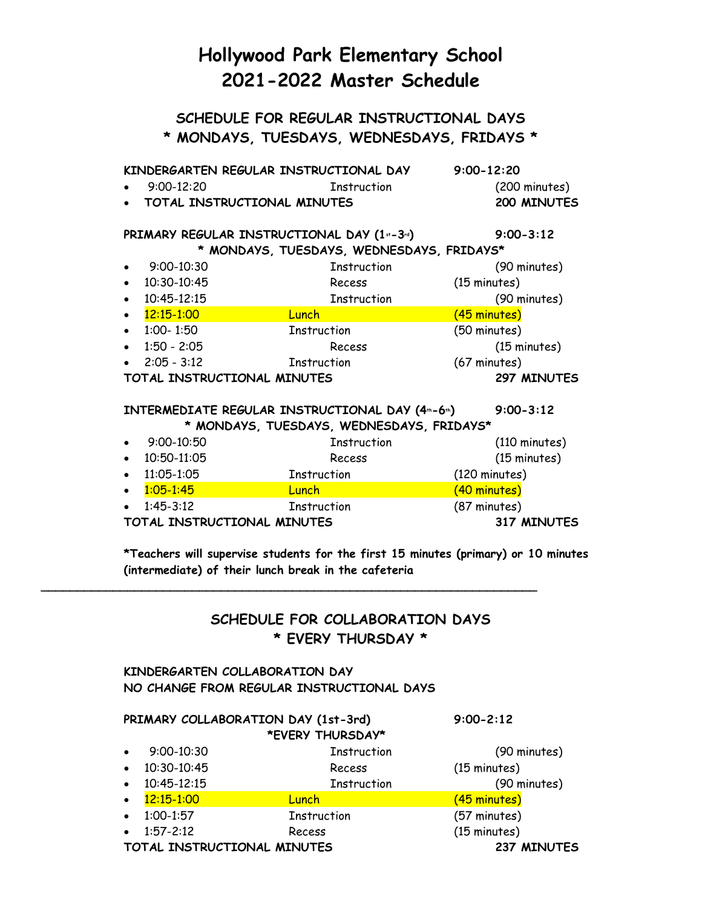# Hollywood Park Elementary School
# 2021-2022 Master Schedule

## SCHEDULE FOR REGULAR INSTRUCTIONAL DAYS
## * MONDAYS, TUESDAYS, WEDNESDAYS, FRIDAYS *

**KINDERGARTEN REGULAR INSTRUCTIONAL DAY 9:00-12:20**

- 9:00-12:20 Instruction (200 minutes)
- **TOTAL INSTRUCTIONAL MINUTES 200 MINUTES**

**PRIMARY REGULAR INSTRUCTIONAL DAY (1st-3rd) 9:00-3:12**
**\* MONDAYS, TUESDAYS, WEDNESDAYS, FRIDAYS\***

- 9:00-10:30 Instruction (90 minutes)
- 10:30-10:45 Recess (15 minutes)
- 10:45-12:15 Instruction (90 minutes)
- 12:15-1:00 Lunch (45 minutes)
- 1:00- 1:50 Instruction (50 minutes)
- 1:50 - 2:05 Recess (15 minutes)
- 2:05 - 3:12 Instruction (67 minutes)

**TOTAL INSTRUCTIONAL MINUTES 297 MINUTES**

**INTERMEDIATE REGULAR INSTRUCTIONAL DAY (4th-6th) 9:00-3:12**
**\* MONDAYS, TUESDAYS, WEDNESDAYS, FRIDAYS\***

- 9:00-10:50 Instruction (110 minutes)
- 10:50-11:05 Recess (15 minutes)
- 11:05-1:05 Instruction (120 minutes)
- 1:05-1:45 Lunch (40 minutes)
- 1:45-3:12 Instruction (87 minutes)

**TOTAL INSTRUCTIONAL MINUTES 317 MINUTES**

**\*Teachers will supervise students for the first 15 minutes (primary) or 10 minutes (intermediate) of their lunch break in the cafeteria**

---

## SCHEDULE FOR COLLABORATION DAYS
## * EVERY THURSDAY *

**KINDERGARTEN COLLABORATION DAY**
**NO CHANGE FROM REGULAR INSTRUCTIONAL DAYS**

**PRIMARY COLLABORATION DAY (1st-3rd) 9:00-2:12**
**\*EVERY THURSDAY\***

- 9:00-10:30 Instruction (90 minutes)
- 10:30-10:45 Recess (15 minutes)
- 10:45-12:15 Instruction (90 minutes)
- 12:15-1:00 Lunch (45 minutes)
- 1:00-1:57 Instruction (57 minutes)
- 1:57-2:12 Recess (15 minutes)

**TOTAL INSTRUCTIONAL MINUTES 237 MINUTES**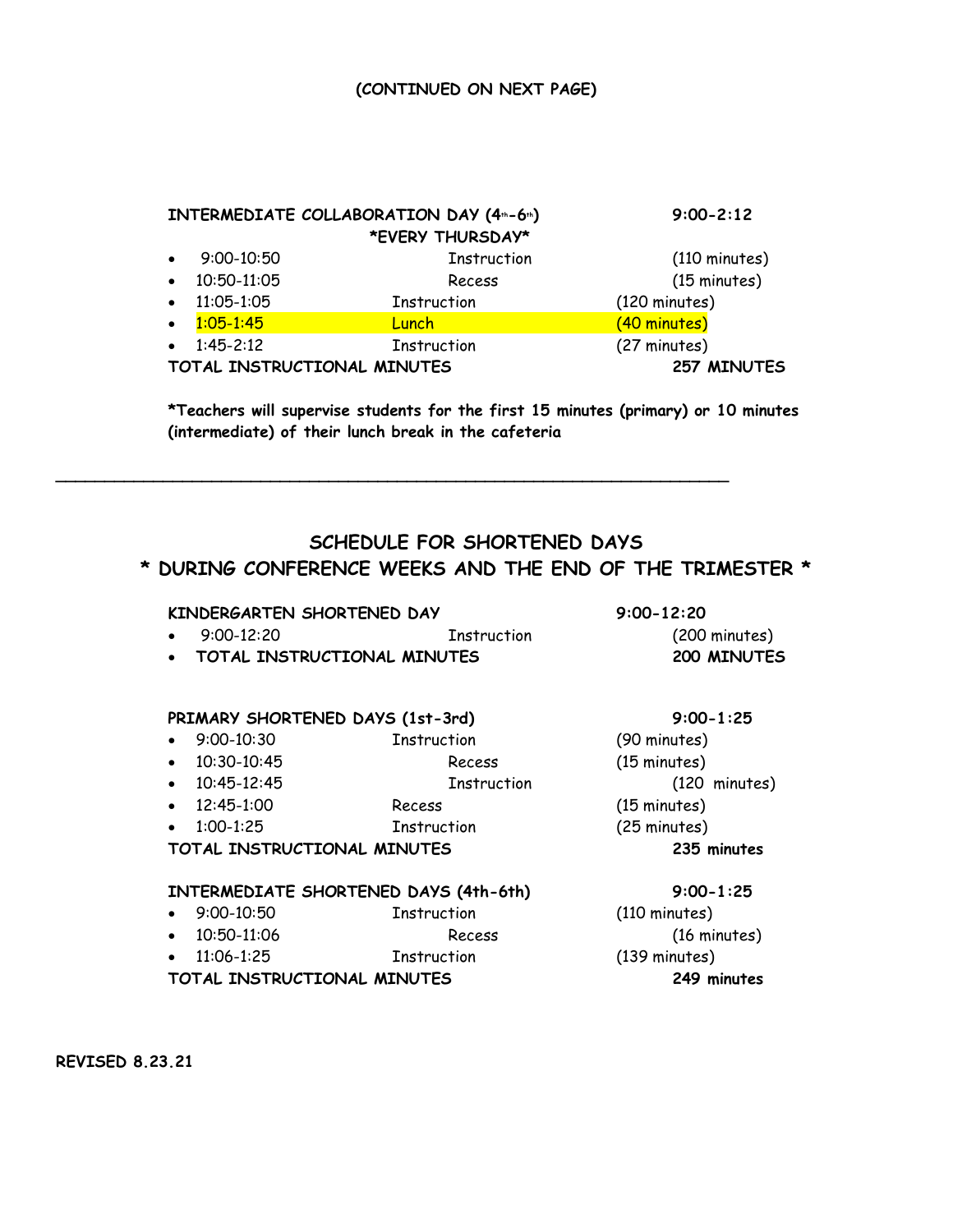**(CONTINUED ON NEXT PAGE)**

**INTERMEDIATE COLLABORATION DAY (4th-6th)** **9:00-2:12**

***EVERY THURSDAY***

- 9:00-10:50 Instruction (110 minutes)
- 10:50-11:05 Recess (15 minutes)
- 11:05-1:05 Instruction (120 minutes)
- 1:05-1:45 Lunch (40 minutes)
- 1:45-2:12 Instruction (27 minutes)

**TOTAL INSTRUCTIONAL MINUTES** **257 MINUTES**

***Teachers will supervise students for the first 15 minutes (primary) or 10 minutes (intermediate) of their lunch break in the cafeteria**

---

## SCHEDULE FOR SHORTENED DAYS

## * DURING CONFERENCE WEEKS AND THE END OF THE TRIMESTER *

**KINDERGARTEN SHORTENED DAY** **9:00-12:20**

- 9:00-12:20 Instruction (200 minutes)
- **TOTAL INSTRUCTIONAL MINUTES** **200 MINUTES**

**PRIMARY SHORTENED DAYS (1st-3rd)** **9:00-1:25**

- 9:00-10:30 Instruction (90 minutes)
- 10:30-10:45 Recess (15 minutes)
- 10:45-12:45 Instruction (120 minutes)
- 12:45-1:00 Recess (15 minutes)
- 1:00-1:25 Instruction (25 minutes)

**TOTAL INSTRUCTIONAL MINUTES** **235 minutes**

**INTERMEDIATE SHORTENED DAYS (4th-6th)** **9:00-1:25**

- 9:00-10:50 Instruction (110 minutes)
- 10:50-11:06 Recess (16 minutes)
- 11:06-1:25 Instruction (139 minutes)

**TOTAL INSTRUCTIONAL MINUTES** **249 minutes**

**REVISED 8.23.21**